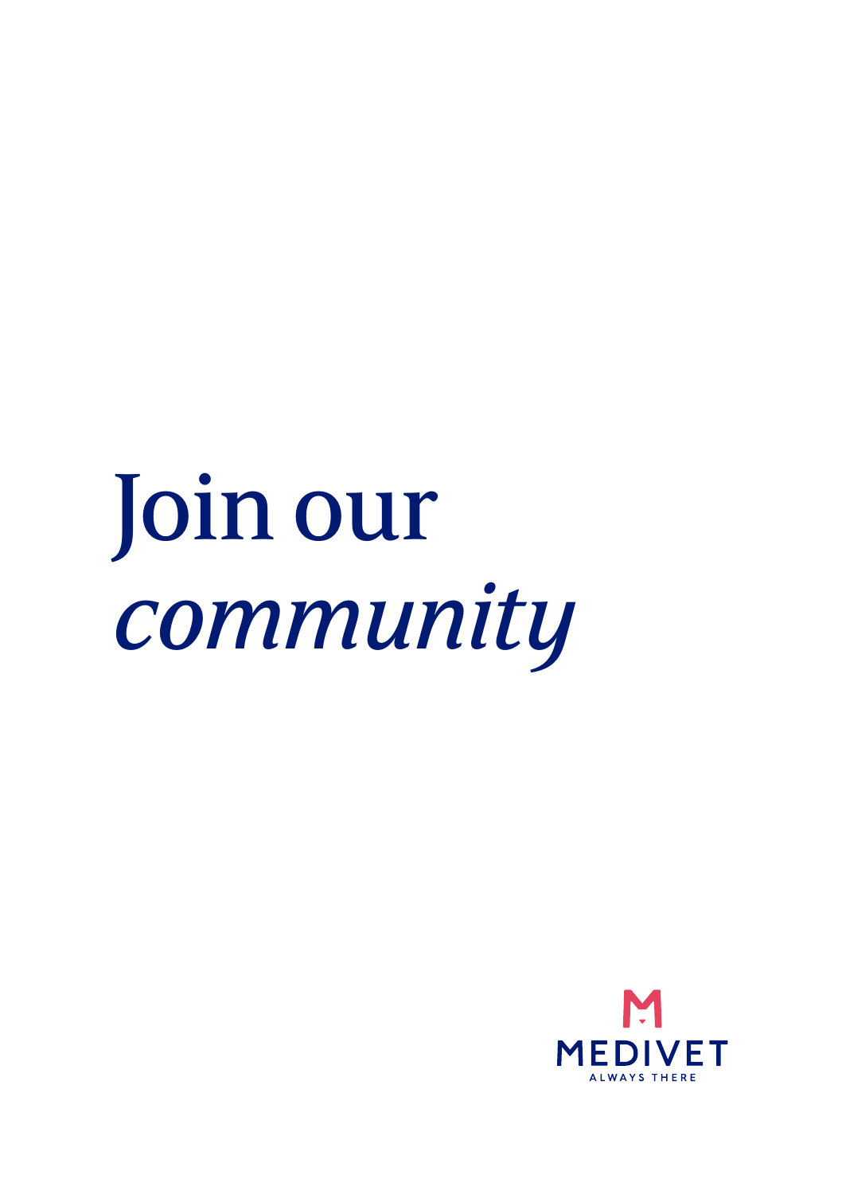# Join our *community*

MEDIVET

ALWAYS THERE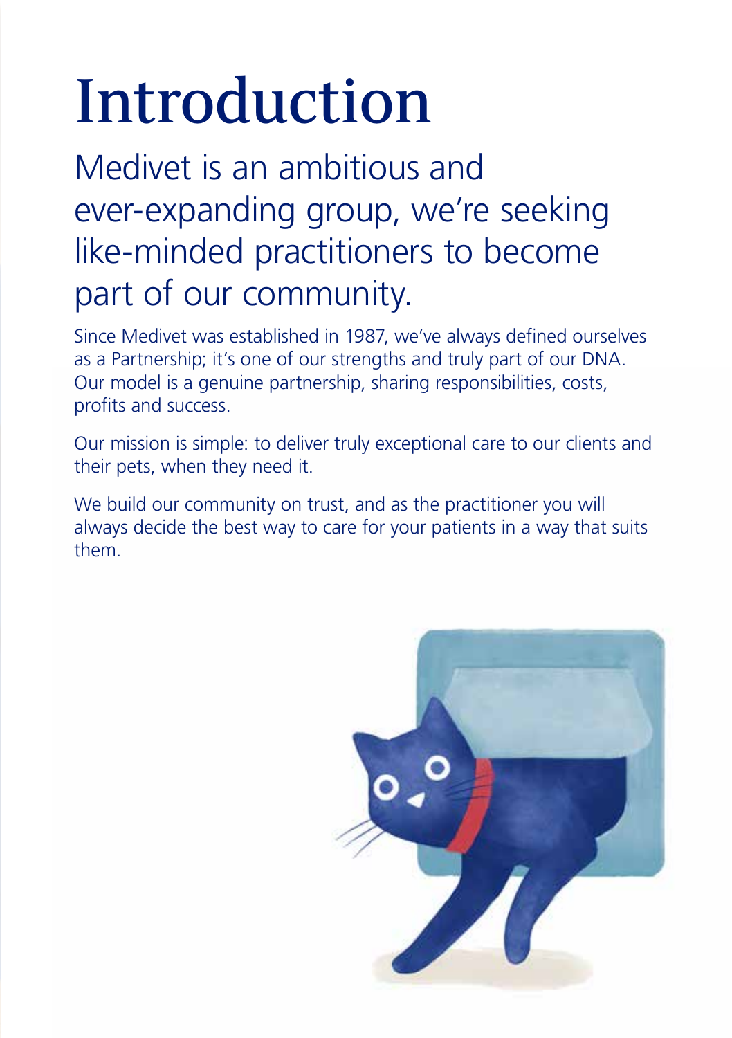# Introduction

## Medivet is an ambitious and ever-expanding group, we're seeking like-minded practitioners to become part of our community.

Since Medivet was established in 1987, we've always defined ourselves as a Partnership; it's one of our strengths and truly part of our DNA. Our model is a genuine partnership, sharing responsibilities, costs, profits and success.

Our mission is simple: to deliver truly exceptional care to our clients and their pets, when they need it.

We build our community on trust, and as the practitioner you will always decide the best way to care for your patients in a way that suits them.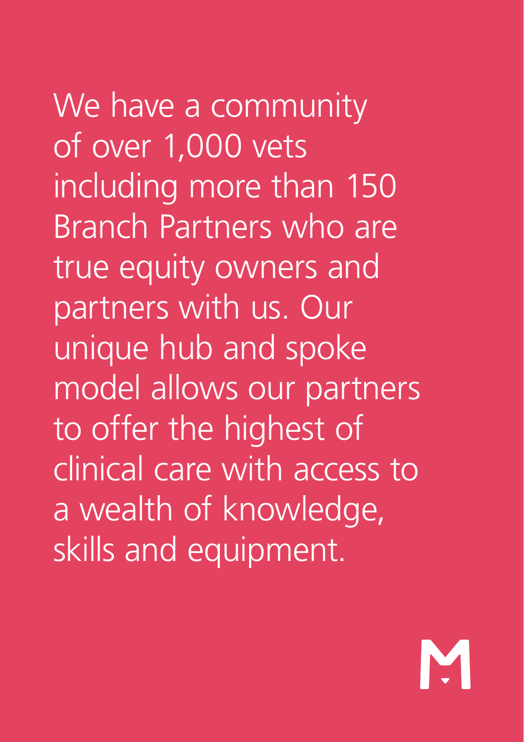We have a community of over 1,000 vets including more than 150 Branch Partners who are true equity owners and partners with us. Our unique hub and spoke model allows our partners to offer the highest of clinical care with access to a wealth of knowledge, skills and equipment.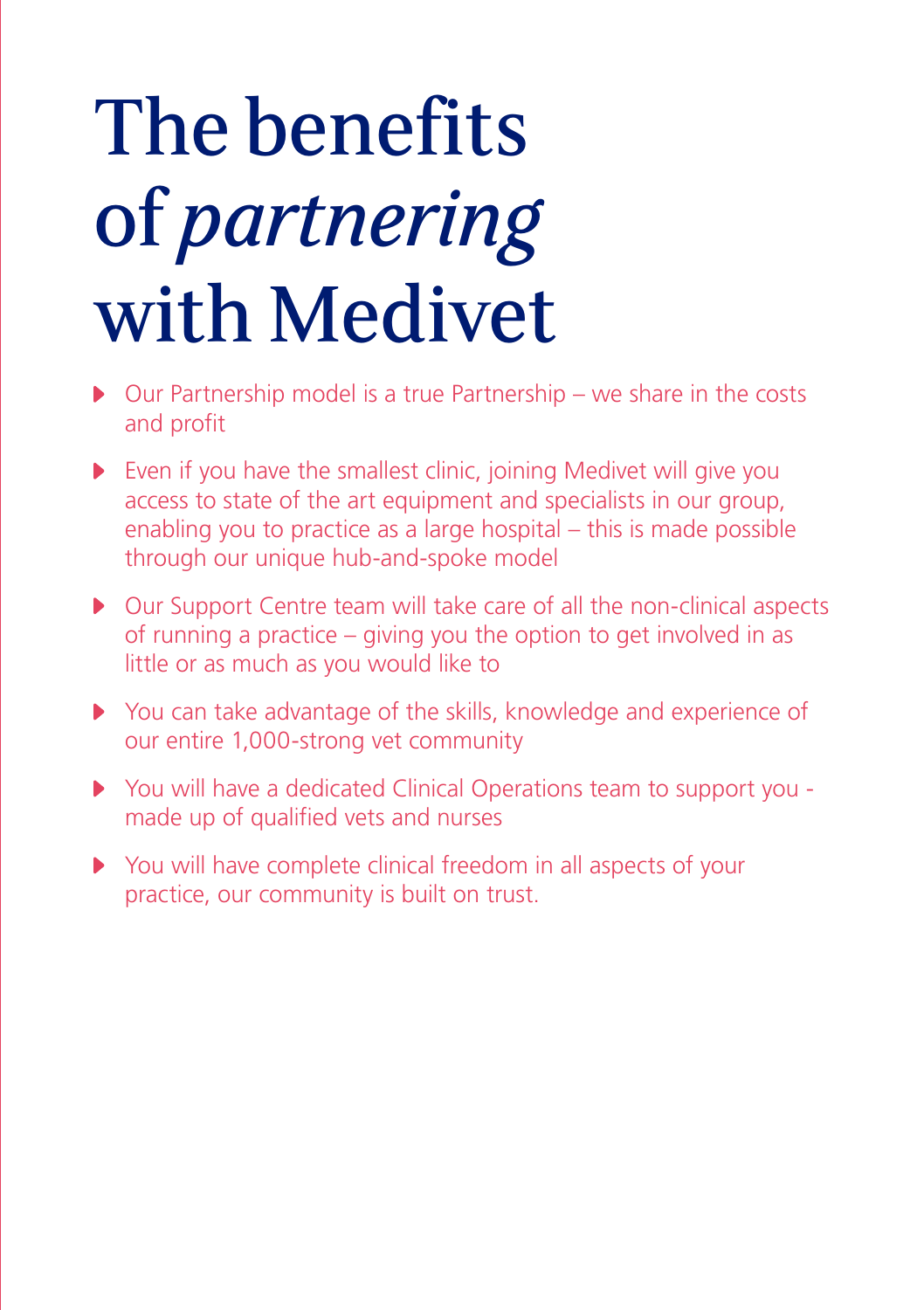# The benefits of *partnering* with Medivet

- Our Partnership model is a true Partnership – we share in the costs and profit
- Even if you have the smallest clinic, joining Medivet will give you access to state of the art equipment and specialists in our group, enabling you to practice as a large hospital – this is made possible through our unique hub-and-spoke model
- Our Support Centre team will take care of all the non-clinical aspects of running a practice – giving you the option to get involved in as little or as much as you would like to
- You can take advantage of the skills, knowledge and experience of our entire 1,000-strong vet community
- You will have a dedicated Clinical Operations team to support you - made up of qualified vets and nurses
- You will have complete clinical freedom in all aspects of your practice, our community is built on trust.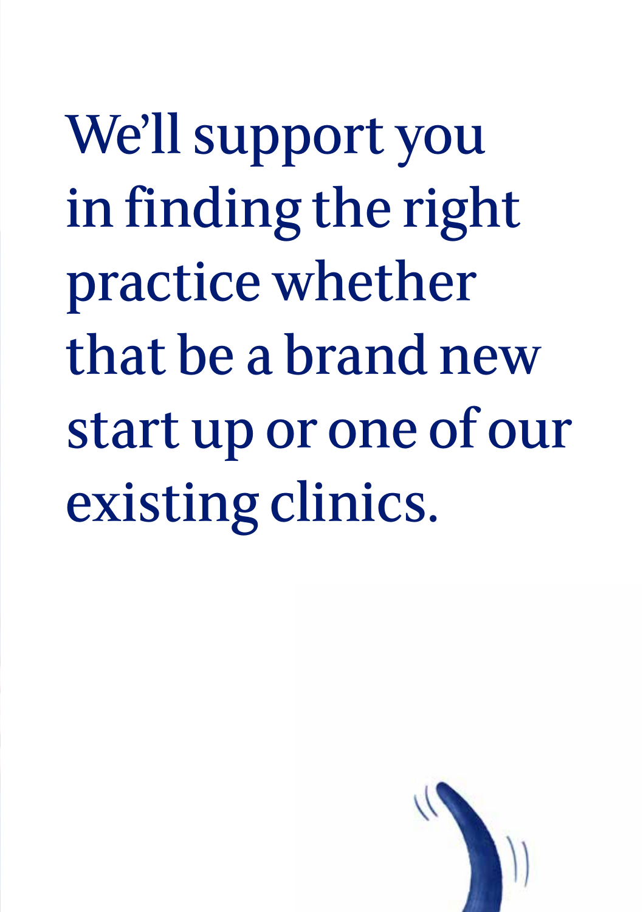# We'll support you in finding the right practice whether that be a brand new start up or one of our existing clinics.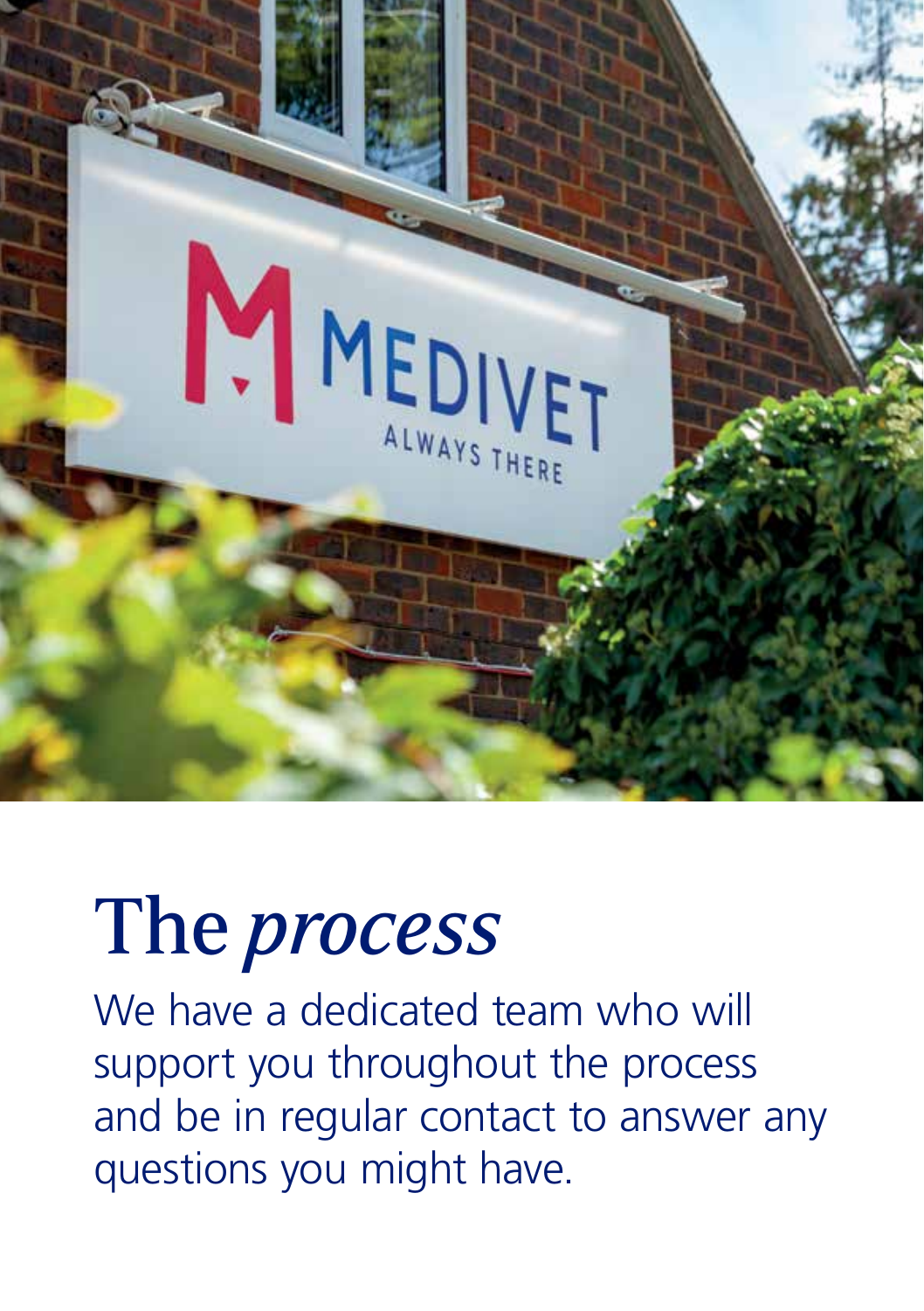# The *process*

We have a dedicated team who will support you throughout the process and be in regular contact to answer any questions you might have.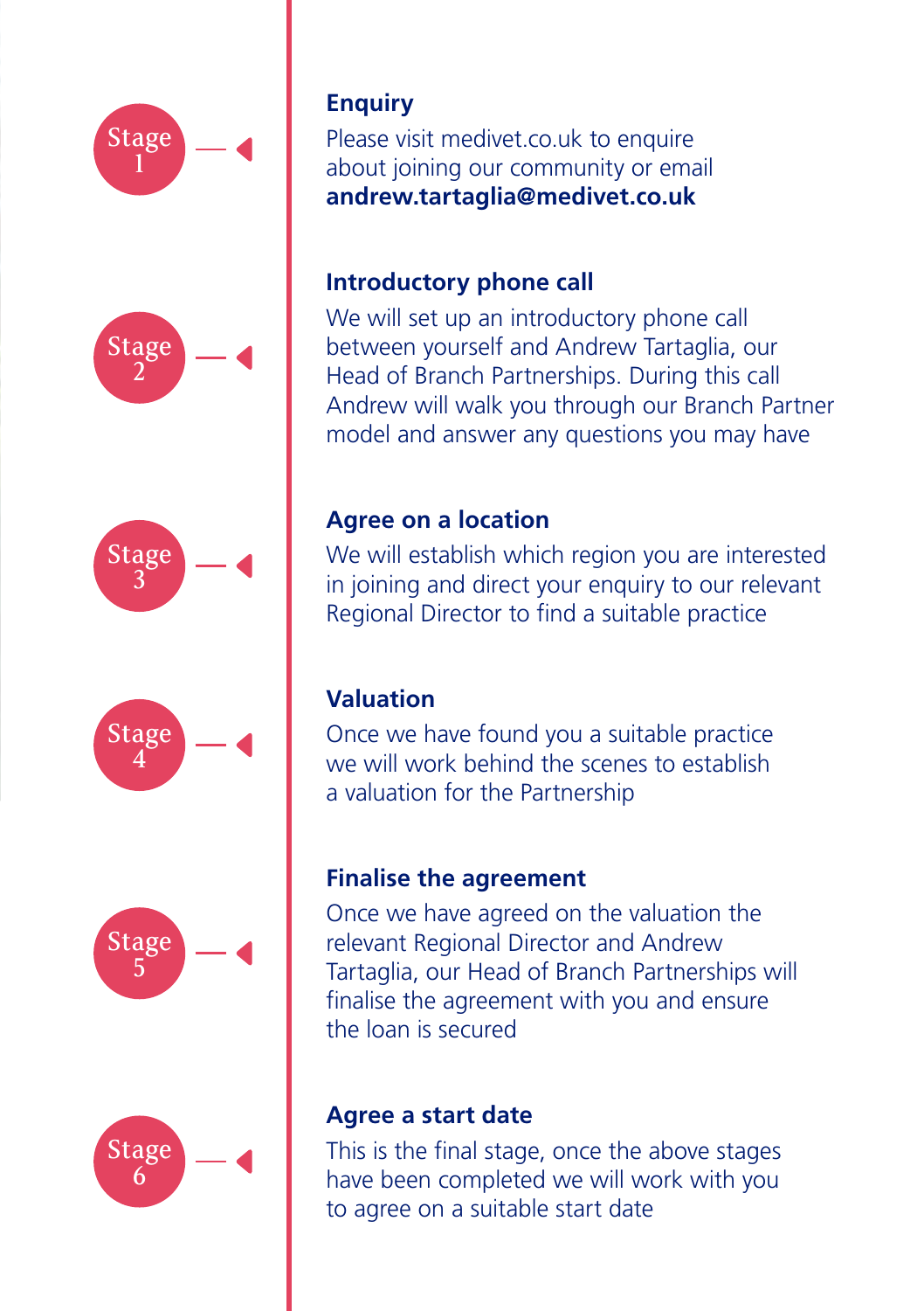**Stage 1**

### Enquiry

Please visit medivet.co.uk to enquire about joining our community or email **andrew.tartaglia@medivet.co.uk**

**Stage 2**

### Introductory phone call

We will set up an introductory phone call between yourself and Andrew Tartaglia, our Head of Branch Partnerships. During this call Andrew will walk you through our Branch Partner model and answer any questions you may have

**Stage 3**

### Agree on a location

We will establish which region you are interested in joining and direct your enquiry to our relevant Regional Director to find a suitable practice

**Stage 4**

### Valuation

Once we have found you a suitable practice we will work behind the scenes to establish a valuation for the Partnership

**Stage 5**

### Finalise the agreement

Once we have agreed on the valuation the relevant Regional Director and Andrew Tartaglia, our Head of Branch Partnerships will finalise the agreement with you and ensure the loan is secured

**Stage 6**

### Agree a start date

This is the final stage, once the above stages have been completed we will work with you to agree on a suitable start date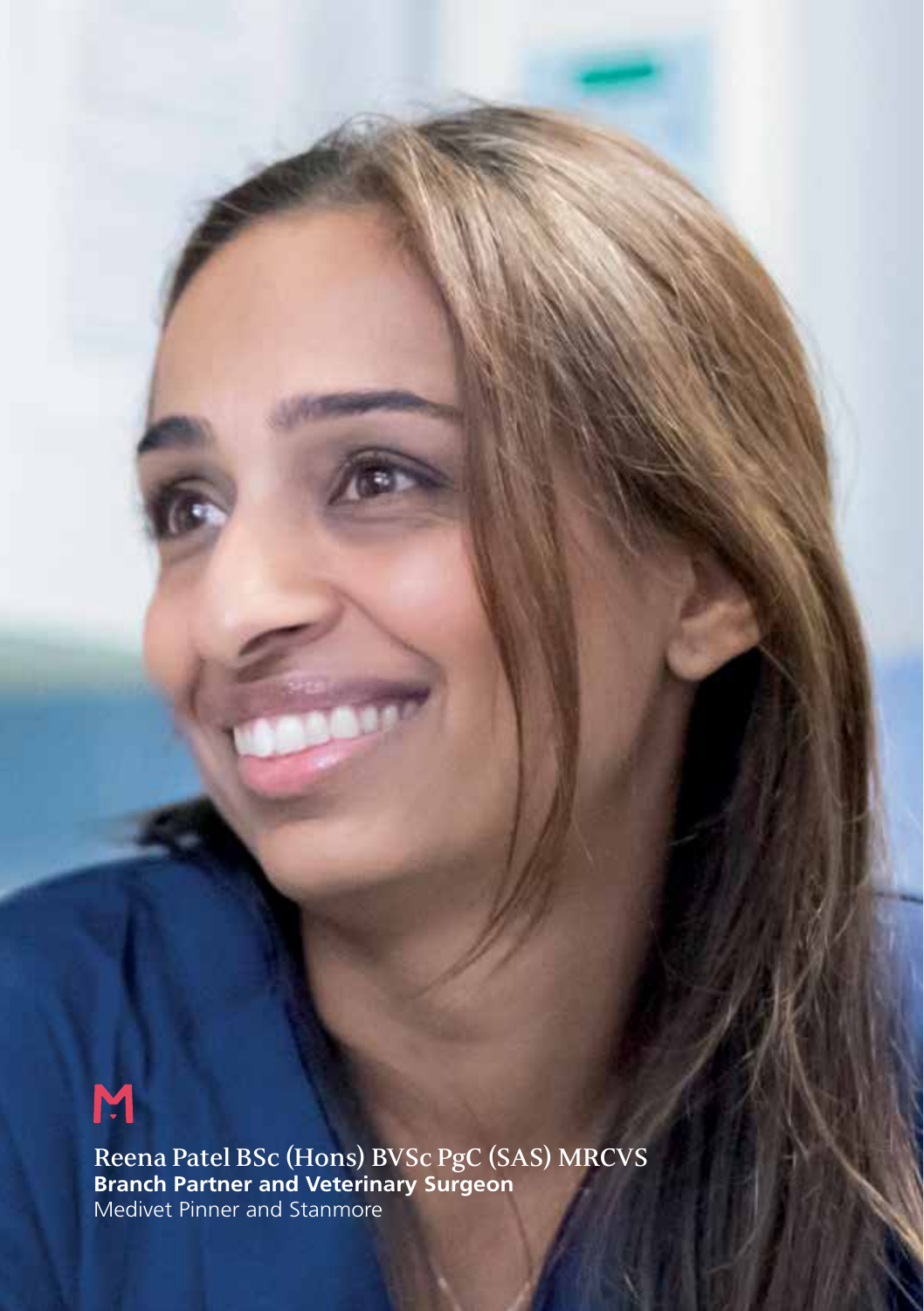Reena Patel BSc (Hons) BVSc PgC (SAS) MRCVS
**Branch Partner and Veterinary Surgeon**
Medivet Pinner and Stanmore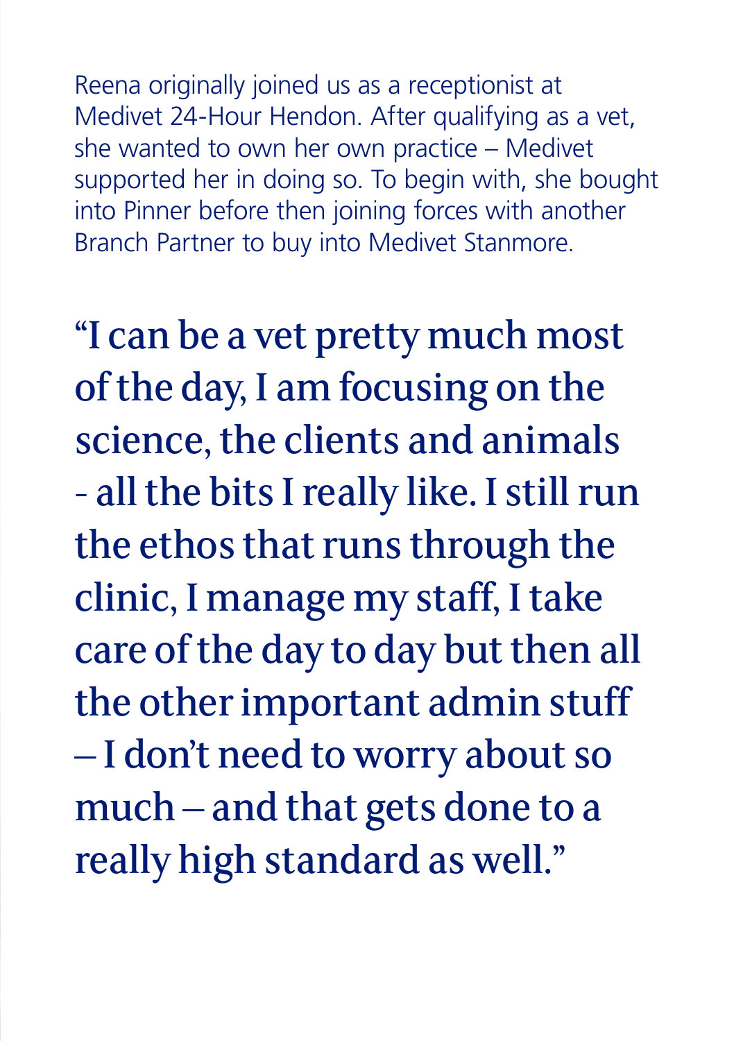Reena originally joined us as a receptionist at Medivet 24-Hour Hendon. After qualifying as a vet, she wanted to own her own practice – Medivet supported her in doing so. To begin with, she bought into Pinner before then joining forces with another Branch Partner to buy into Medivet Stanmore.

## "I can be a vet pretty much most of the day, I am focusing on the science, the clients and animals - all the bits I really like. I still run the ethos that runs through the clinic, I manage my staff, I take care of the day to day but then all the other important admin stuff – I don't need to worry about so much – and that gets done to a really high standard as well."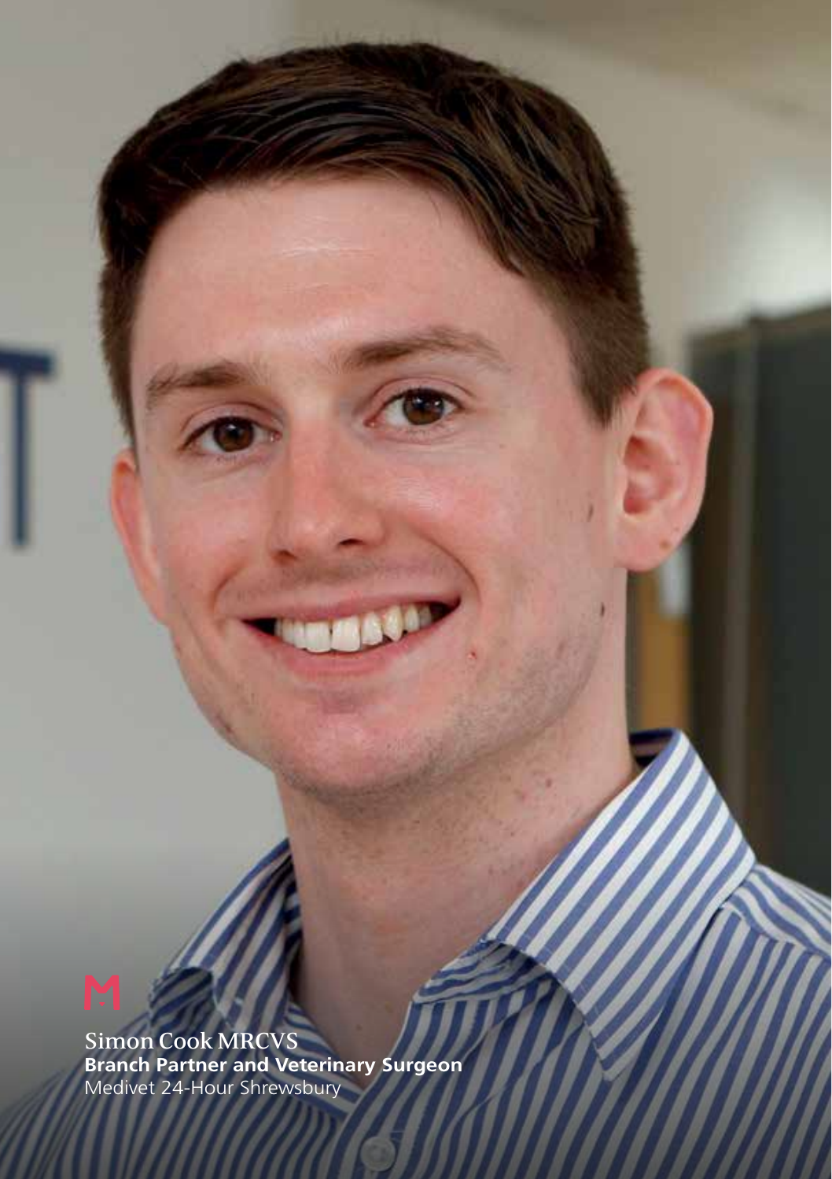Simon Cook MRCVS
**Branch Partner and Veterinary Surgeon**
Medivet 24-Hour Shrewsbury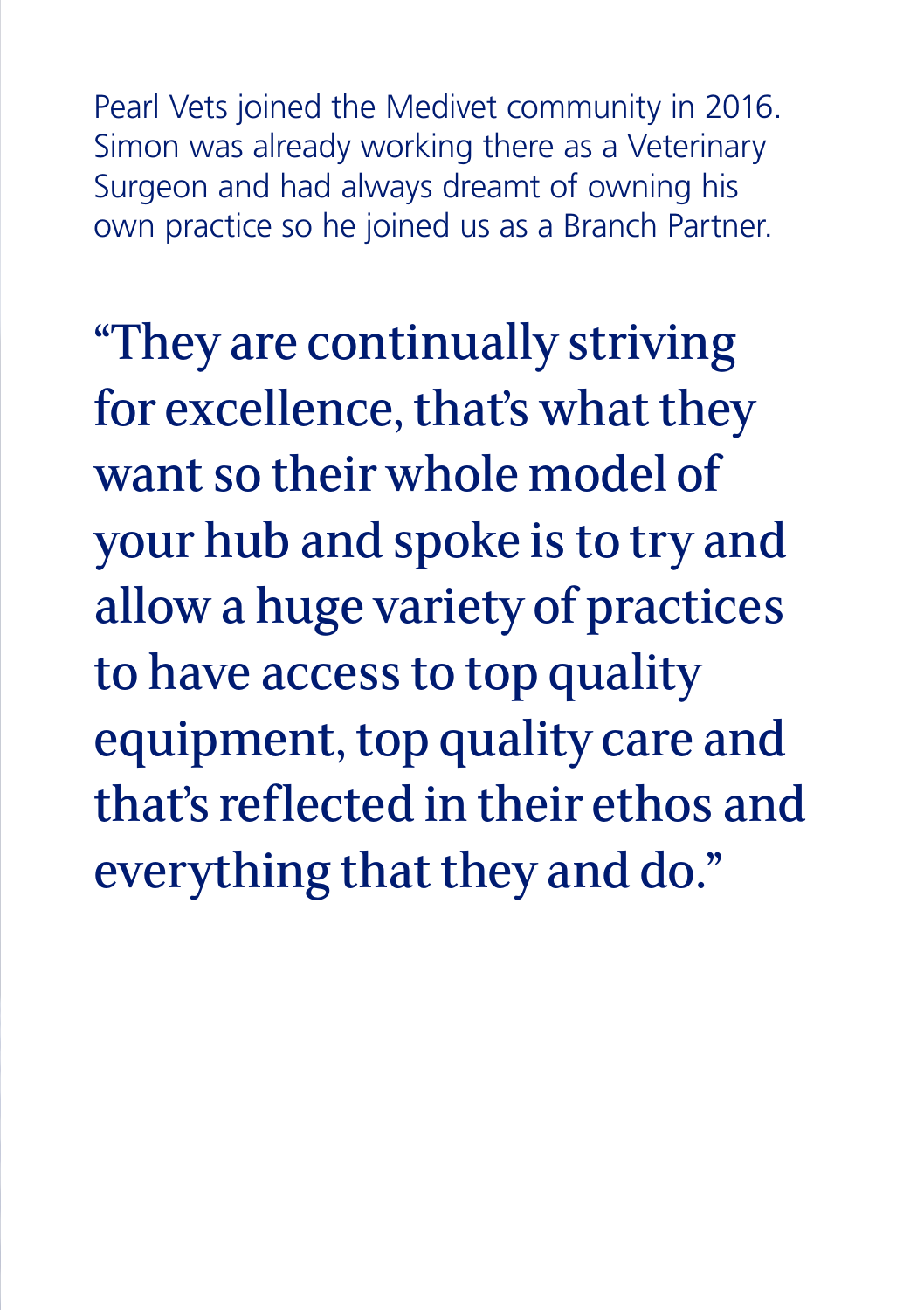Pearl Vets joined the Medivet community in 2016. Simon was already working there as a Veterinary Surgeon and had always dreamt of owning his own practice so he joined us as a Branch Partner.

"They are continually striving for excellence, that's what they want so their whole model of your hub and spoke is to try and allow a huge variety of practices to have access to top quality equipment, top quality care and that's reflected in their ethos and everything that they and do."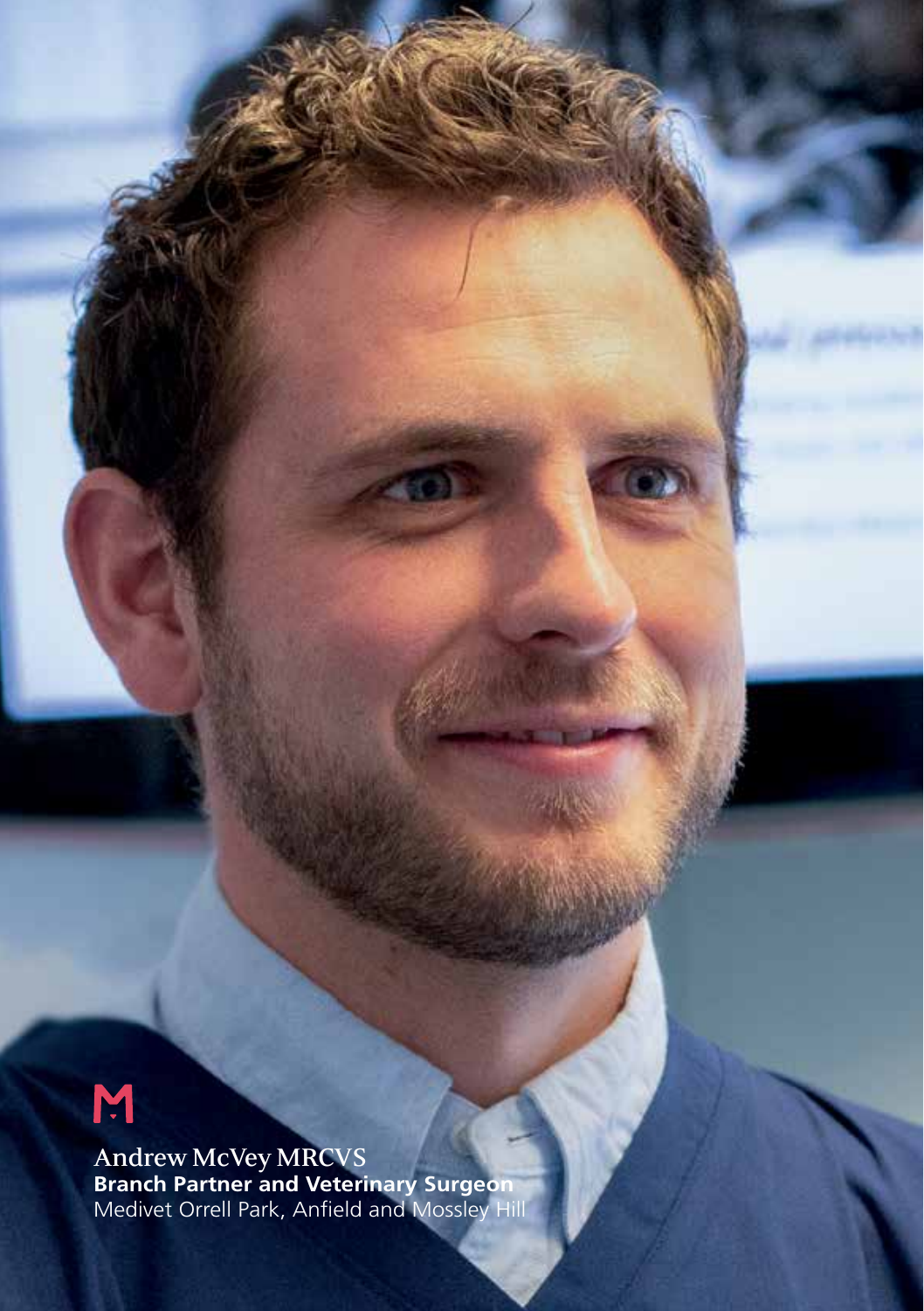Andrew McVey MRCVS
**Branch Partner and Veterinary Surgeon**
Medivet Orrell Park, Anfield and Mossley Hill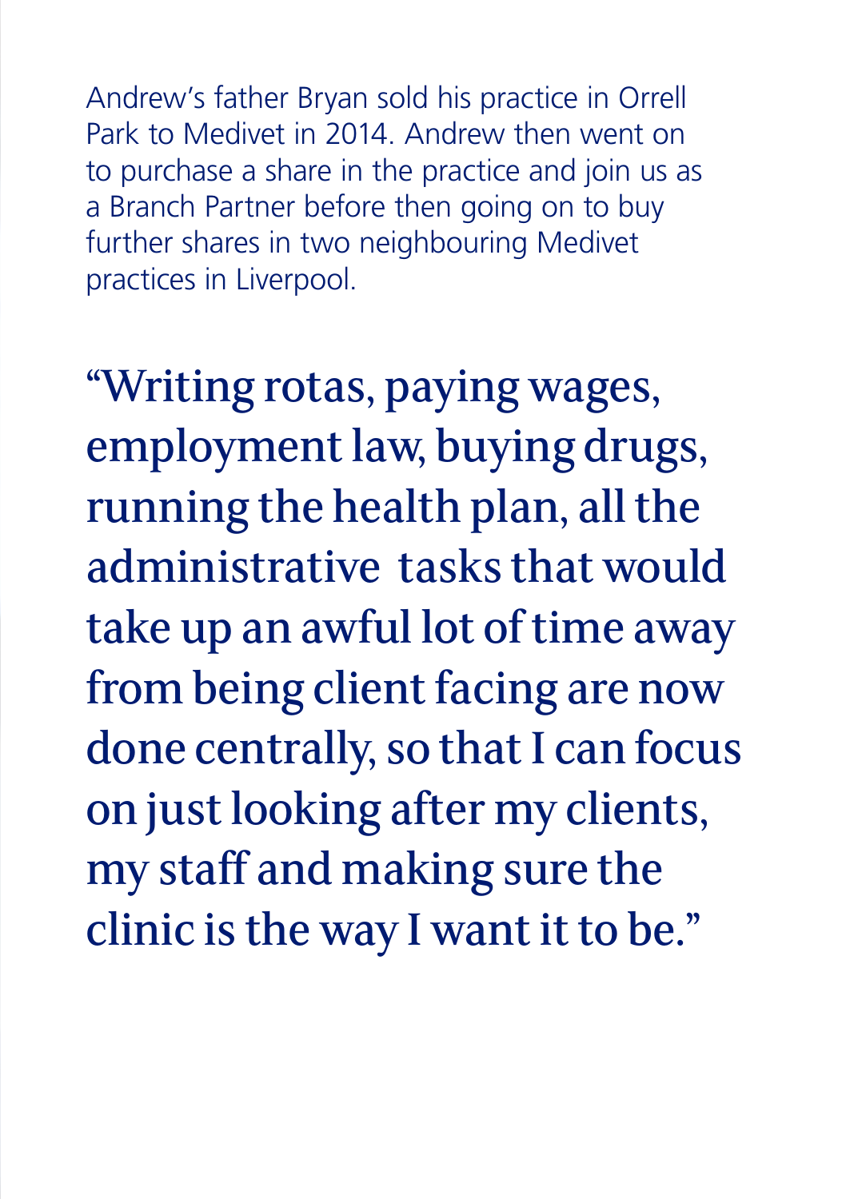Andrew's father Bryan sold his practice in Orrell Park to Medivet in 2014. Andrew then went on to purchase a share in the practice and join us as a Branch Partner before then going on to buy further shares in two neighbouring Medivet practices in Liverpool.

> "Writing rotas, paying wages, employment law, buying drugs, running the health plan, all the administrative tasks that would take up an awful lot of time away from being client facing are now done centrally, so that I can focus on just looking after my clients, my staff and making sure the clinic is the way I want it to be."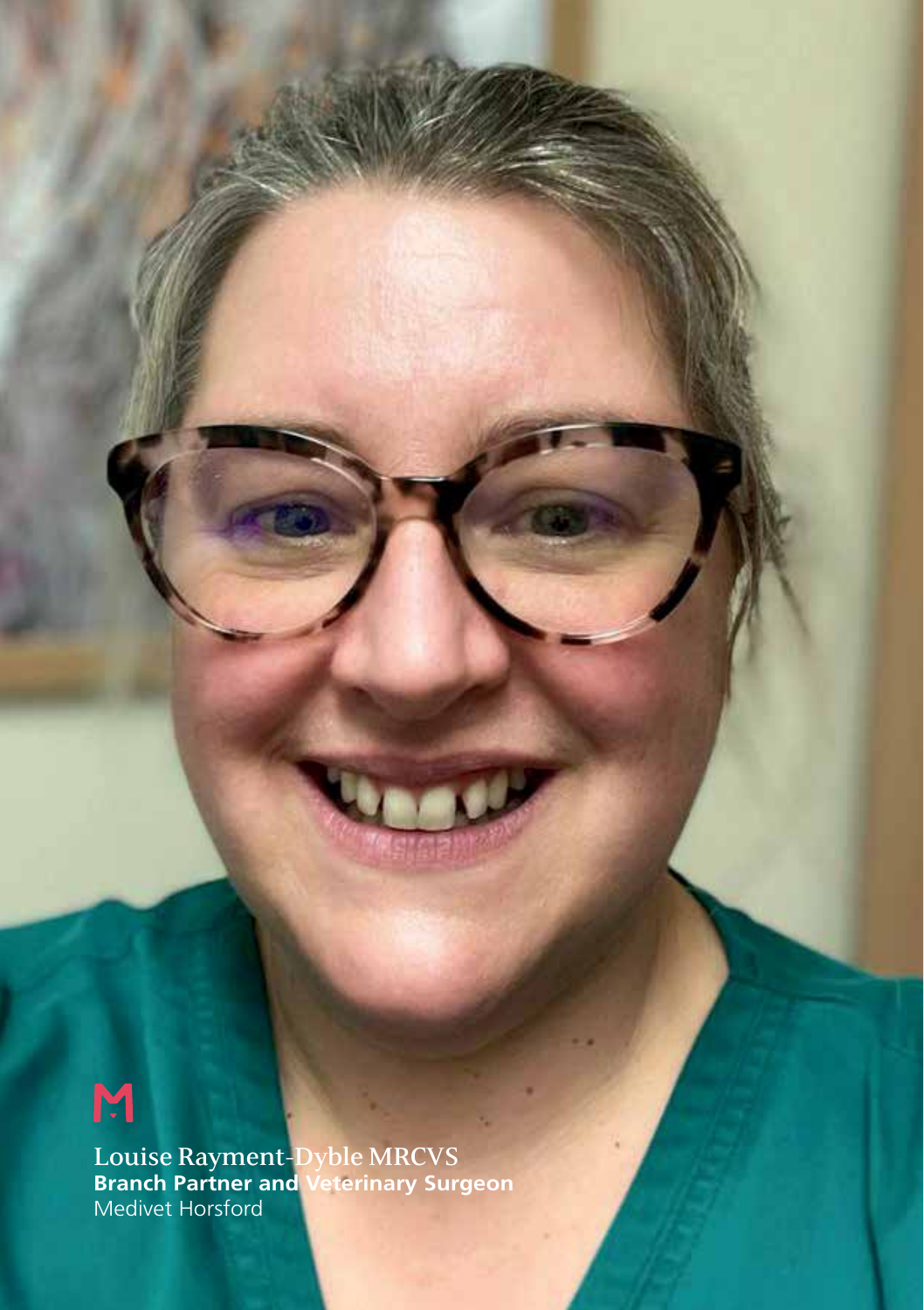Louise Rayment-Dyble MRCVS
**Branch Partner and Veterinary Surgeon**
Medivet Horsford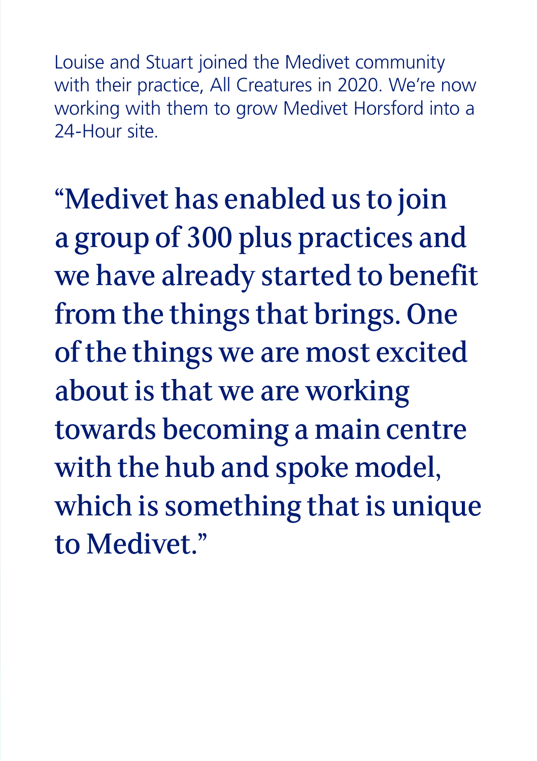Louise and Stuart joined the Medivet community with their practice, All Creatures in 2020. We're now working with them to grow Medivet Horsford into a 24-Hour site.

> "Medivet has enabled us to join a group of 300 plus practices and we have already started to benefit from the things that brings. One of the things we are most excited about is that we are working towards becoming a main centre with the hub and spoke model, which is something that is unique to Medivet."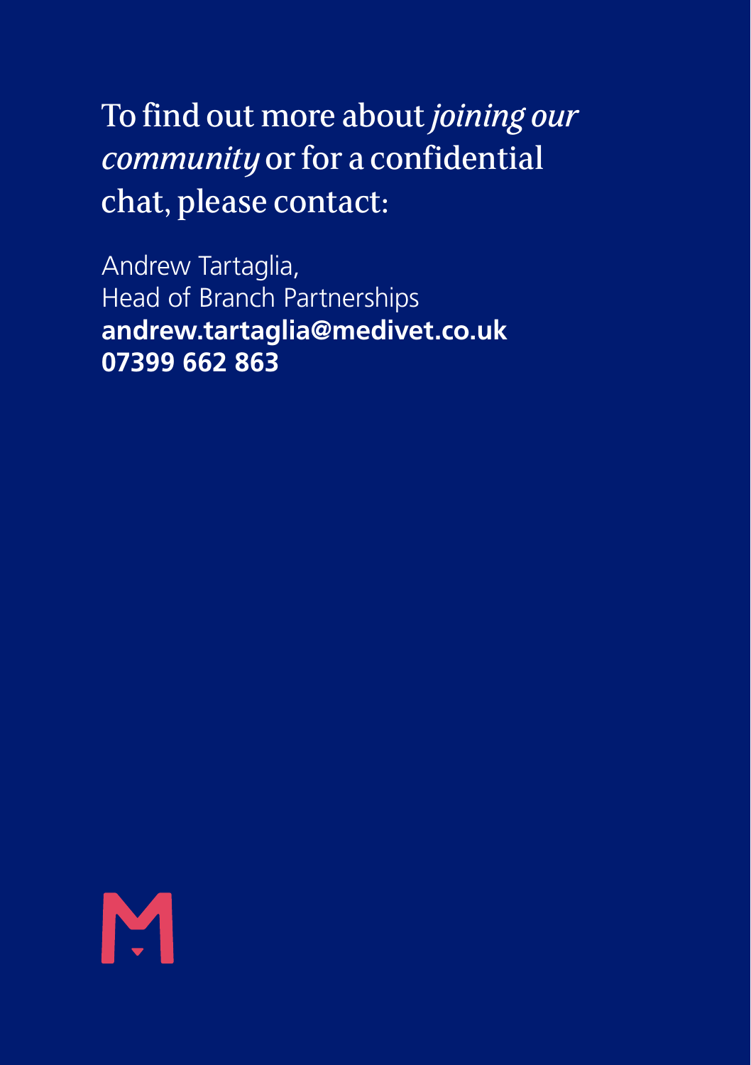## To find out more about *joining our community* or for a confidential chat, please contact:

Andrew Tartaglia,
Head of Branch Partnerships
**andrew.tartaglia@medivet.co.uk**
**07399 662 863**